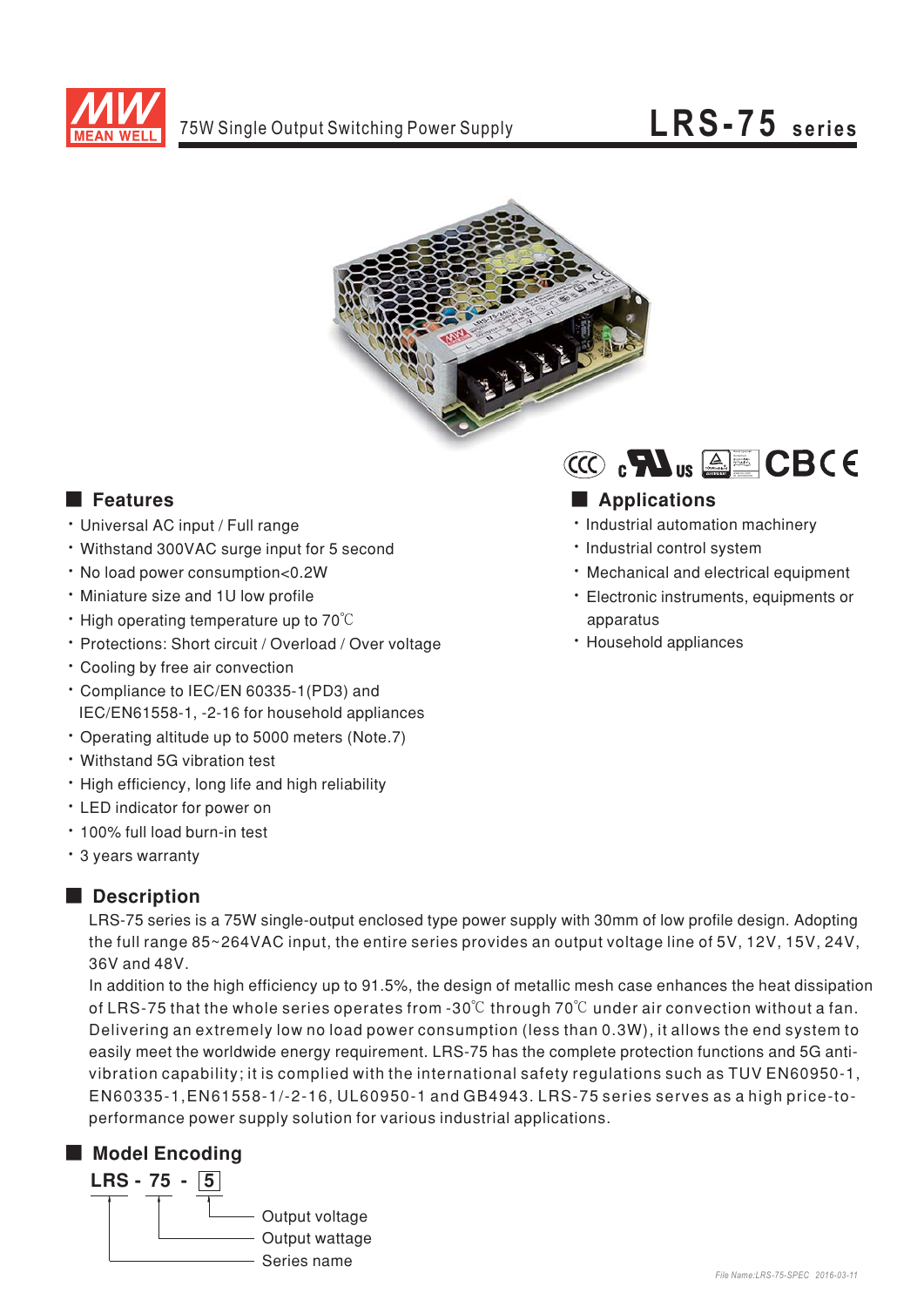75W Single Output Switching Power Supply

# LRS-75 series

## Features

- Universal AC input / Full range
- Withstand 300VAC surge input for 5 second
- No load power consumption<0.2W
- Miniature size and 1U low profile
- High operating temperature up to 70℃
- Protections: Short circuit / Overload / Over voltage
- Cooling by free air convection
- Compliance to IEC/EN 60335-1(PD3) and IEC/EN61558-1, -2-16 for household appliances
- Operating altitude up to 5000 meters (Note.7)
- Withstand 5G vibration test
- High efficiency, long life and high reliability
- LED indicator for power on
- 100% full load burn-in test
- 3 years warranty

## Applications

- Industrial automation machinery
- Industrial control system
- Mechanical and electrical equipment
- Electronic instruments, equipments or apparatus
- Household appliances

## Description

LRS-75 series is a 75W single-output enclosed type power supply with 30mm of low profile design. Adopting the full range 85~264VAC input, the entire series provides an output voltage line of 5V, 12V, 15V, 24V, 36V and 48V.

In addition to the high efficiency up to 91.5%, the design of metallic mesh case enhances the heat dissipation of LRS-75 that the whole series operates from -30℃ through 70℃ under air convection without a fan. Delivering an extremely low no load power consumption (less than 0.3W), it allows the end system to easily meet the worldwide energy requirement. LRS-75 has the complete protection functions and 5G anti-vibration capability; it is complied with the international safety regulations such as TUV EN60950-1, EN60335-1,EN61558-1/-2-16, UL60950-1 and GB4943. LRS-75 series serves as a high price-to-performance power supply solution for various industrial applications.

## Model Encoding

**LRS - 75 - 5**

- 5: Output voltage
- 75: Output wattage
- LRS: Series name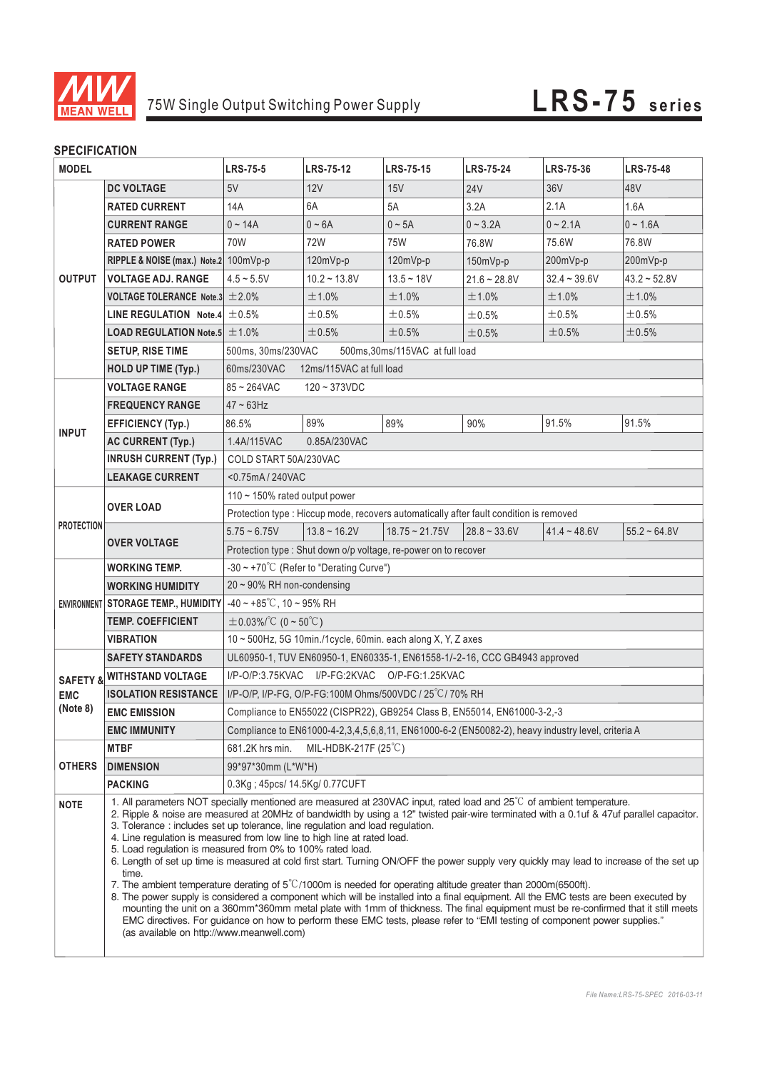# 75W Single Output Switching Power Supply — LRS-75 series

## SPECIFICATION

| MODEL | | LRS-75-5 | LRS-75-12 | LRS-75-15 | LRS-75-24 | LRS-75-36 | LRS-75-48 |
|---|---|---|---|---|---|---|---|
| OUTPUT | DC VOLTAGE | 5V | 12V | 15V | 24V | 36V | 48V |
| | RATED CURRENT | 14A | 6A | 5A | 3.2A | 2.1A | 1.6A |
| | CURRENT RANGE | 0 ~ 14A | 0 ~ 6A | 0 ~ 5A | 0 ~ 3.2A | 0 ~ 2.1A | 0 ~ 1.6A |
| | RATED POWER | 70W | 72W | 75W | 76.8W | 75.6W | 76.8W |
| | RIPPLE & NOISE (max.) Note.2 | 100mVp-p | 120mVp-p | 120mVp-p | 150mVp-p | 200mVp-p | 200mVp-p |
| | VOLTAGE ADJ. RANGE | 4.5 ~ 5.5V | 10.2 ~ 13.8V | 13.5 ~ 18V | 21.6 ~ 28.8V | 32.4 ~ 39.6V | 43.2 ~ 52.8V |
| | VOLTAGE TOLERANCE Note.3 | ±2.0% | ±1.0% | ±1.0% | ±1.0% | ±1.0% | ±1.0% |
| | LINE REGULATION Note.4 | ±0.5% | ±0.5% | ±0.5% | ±0.5% | ±0.5% | ±0.5% |
| | LOAD REGULATION Note.5 | ±1.0% | ±0.5% | ±0.5% | ±0.5% | ±0.5% | ±0.5% |
| | SETUP, RISE TIME | 500ms, 30ms/230VAC 500ms,30ms/115VAC at full load | | | | | |
| | HOLD UP TIME (Typ.) | 60ms/230VAC 12ms/115VAC at full load | | | | | |
| INPUT | VOLTAGE RANGE | 85 ~ 264VAC 120 ~ 373VDC | | | | | |
| | FREQUENCY RANGE | 47 ~ 63Hz | | | | | |
| | EFFICIENCY (Typ.) | 86.5% | 89% | 89% | 90% | 91.5% | 91.5% |
| | AC CURRENT (Typ.) | 1.4A/115VAC 0.85A/230VAC | | | | | |
| | INRUSH CURRENT (Typ.) | COLD START 50A/230VAC | | | | | |
| | LEAKAGE CURRENT | <0.75mA / 240VAC | | | | | |
| PROTECTION | OVER LOAD | 110 ~ 150% rated output power | | | | | |
| | | Protection type : Hiccup mode, recovers automatically after fault condition is removed | | | | | |
| | OVER VOLTAGE | 5.75 ~ 6.75V | 13.8 ~ 16.2V | 18.75 ~ 21.75V | 28.8 ~ 33.6V | 41.4 ~ 48.6V | 55.2 ~ 64.8V |
| | | Protection type : Shut down o/p voltage, re-power on to recover | | | | | |
| ENVIRONMENT | WORKING TEMP. | -30 ~ +70℃ (Refer to "Derating Curve") | | | | | |
| | WORKING HUMIDITY | 20 ~ 90% RH non-condensing | | | | | |
| | STORAGE TEMP., HUMIDITY | -40 ~ +85℃, 10 ~ 95% RH | | | | | |
| | TEMP. COEFFICIENT | ±0.03%/℃ (0 ~ 50℃) | | | | | |
| | VIBRATION | 10 ~ 500Hz, 5G 10min./1cycle, 60min. each along X, Y, Z axes | | | | | |
| SAFETY & EMC (Note 8) | SAFETY STANDARDS | UL60950-1, TUV EN60950-1, EN60335-1, EN61558-1/-2-16, CCC GB4943 approved | | | | | |
| | WITHSTAND VOLTAGE | I/P-O/P:3.75KVAC I/P-FG:2KVAC O/P-FG:1.25KVAC | | | | | |
| | ISOLATION RESISTANCE | I/P-O/P, I/P-FG, O/P-FG:100M Ohms/500VDC / 25℃/ 70% RH | | | | | |
| | EMC EMISSION | Compliance to EN55022 (CISPR22), GB9254 Class B, EN55014, EN61000-3-2,-3 | | | | | |
| | EMC IMMUNITY | Compliance to EN61000-4-2,3,4,5,6,8,11, EN61000-6-2 (EN50082-2), heavy industry level, criteria A | | | | | |
| OTHERS | MTBF | 681.2K hrs min. MIL-HDBK-217F (25℃) | | | | | |
| | DIMENSION | 99*97*30mm (L*W*H) | | | | | |
| | PACKING | 0.3Kg ; 45pcs/ 14.5Kg/ 0.77CUFT | | | | | |

**NOTE**

1. All parameters NOT specially mentioned are measured at 230VAC input, rated load and 25℃ of ambient temperature.
2. Ripple & noise are measured at 20MHz of bandwidth by using a 12" twisted pair-wire terminated with a 0.1uf & 47uf parallel capacitor.
3. Tolerance : includes set up tolerance, line regulation and load regulation.
4. Line regulation is measured from low line to high line at rated load.
5. Load regulation is measured from 0% to 100% rated load.
6. Length of set up time is measured at cold first start. Turning ON/OFF the power supply very quickly may lead to increase of the set up time.
7. The ambient temperature derating of 5℃/1000m is needed for operating altitude greater than 2000m(6500ft).
8. The power supply is considered a component which will be installed into a final equipment. All the EMC tests are been executed by mounting the unit on a 360mm*360mm metal plate with 1mm of thickness. The final equipment must be re-confirmed that it still meets EMC directives. For guidance on how to perform these EMC tests, please refer to "EMI testing of component power supplies." (as available on http://www.meanwell.com)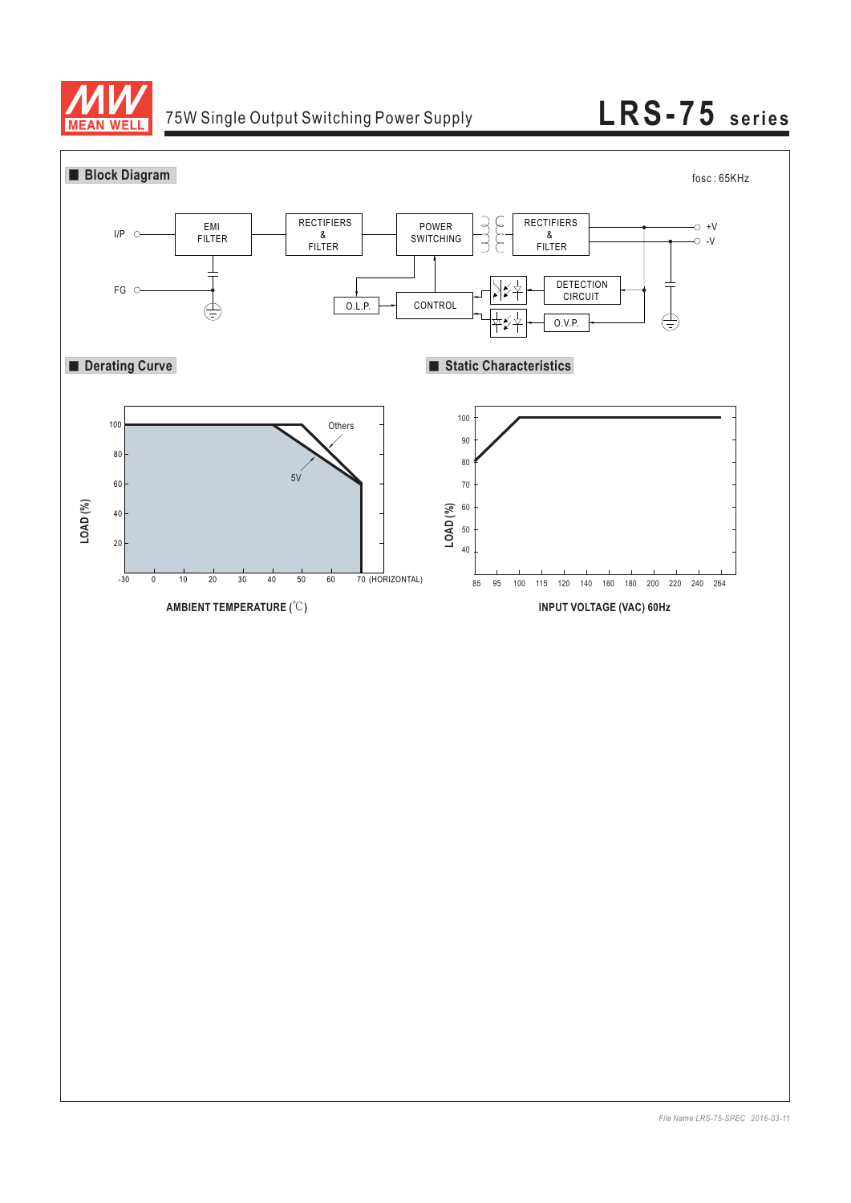## Block Diagram

fosc : 65KHz

I/P, FG, EMI FILTER, RECTIFIERS & FILTER, POWER SWITCHING, RECTIFIERS & FILTER, +V, -V, O.L.P., CONTROL, DETECTION CIRCUIT, O.V.P.

## Derating Curve

LOAD (%): 100, 80, 60, 40, 20

AMBIENT TEMPERATURE (℃): -30, 0, 10, 20, 30, 40, 50, 60, 70 (HORIZONTAL)

Others

5V

## Static Characteristics

LOAD (%): 100, 90, 80, 70, 60, 50, 40

INPUT VOLTAGE (VAC) 60Hz: 85, 95, 100, 115, 120, 140, 160, 180, 200, 220, 240, 264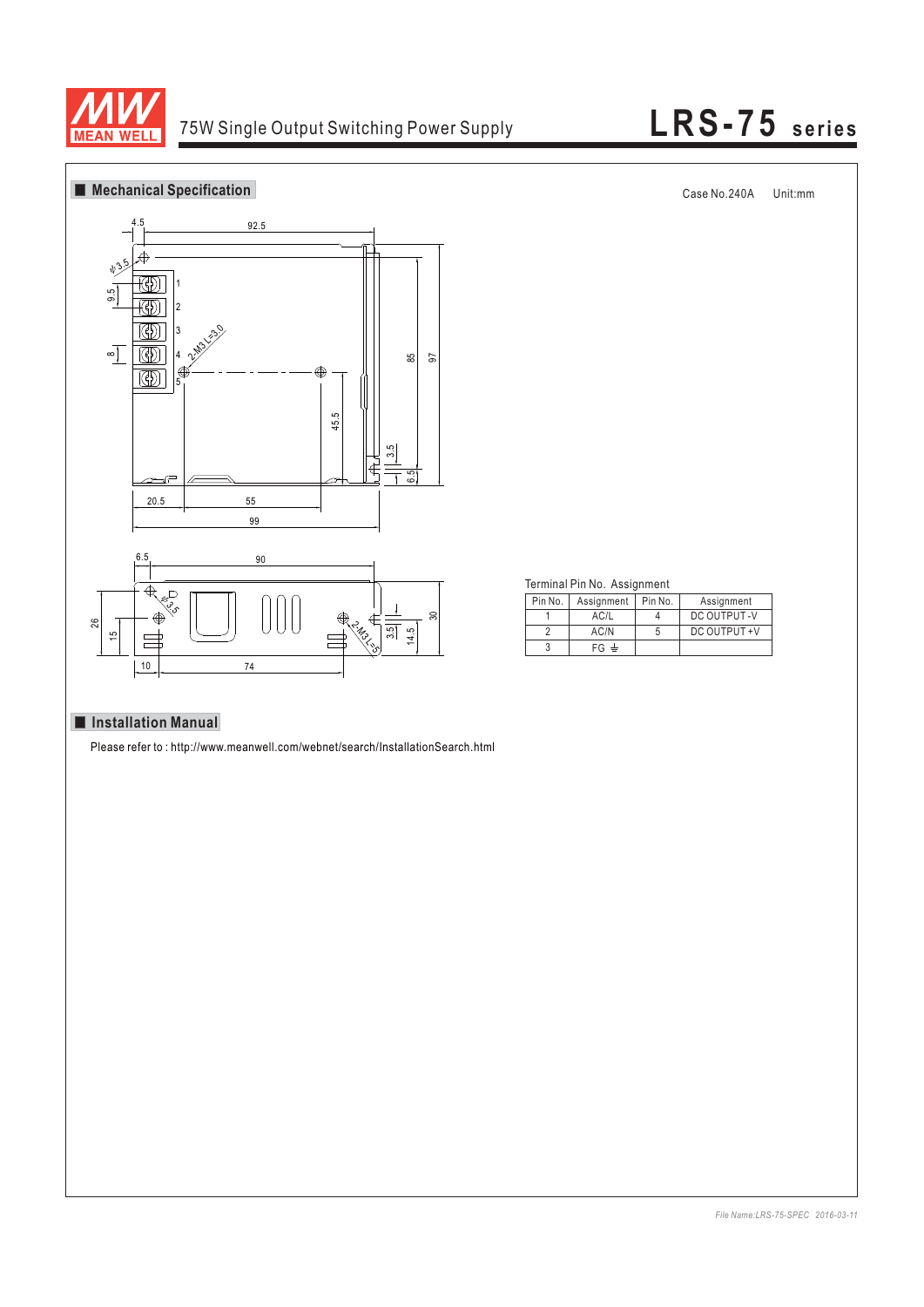## Mechanical Specification

Case No.240A Unit:mm

4.5
92.5
ϕ3.5
9.5
1
2
3
4
5
8
2-M3 L=3.0
85
97
45.5
3.5
6.5
20.5
55
99

6.5
90
ϕ3.5
26
15
2-M3 L=5
3.5
14.5
30
10
74

Terminal Pin No. Assignment

| Pin No. | Assignment | Pin No. | Assignment |
|---|---|---|---|
| 1 | AC/L | 4 | DC OUTPUT -V |
| 2 | AC/N | 5 | DC OUTPUT +V |
| 3 | FG ⏚ | | |

## Installation Manual

Please refer to : http://www.meanwell.com/webnet/search/InstallationSearch.html

*File Name:LRS-75-SPEC 2016-03-11*